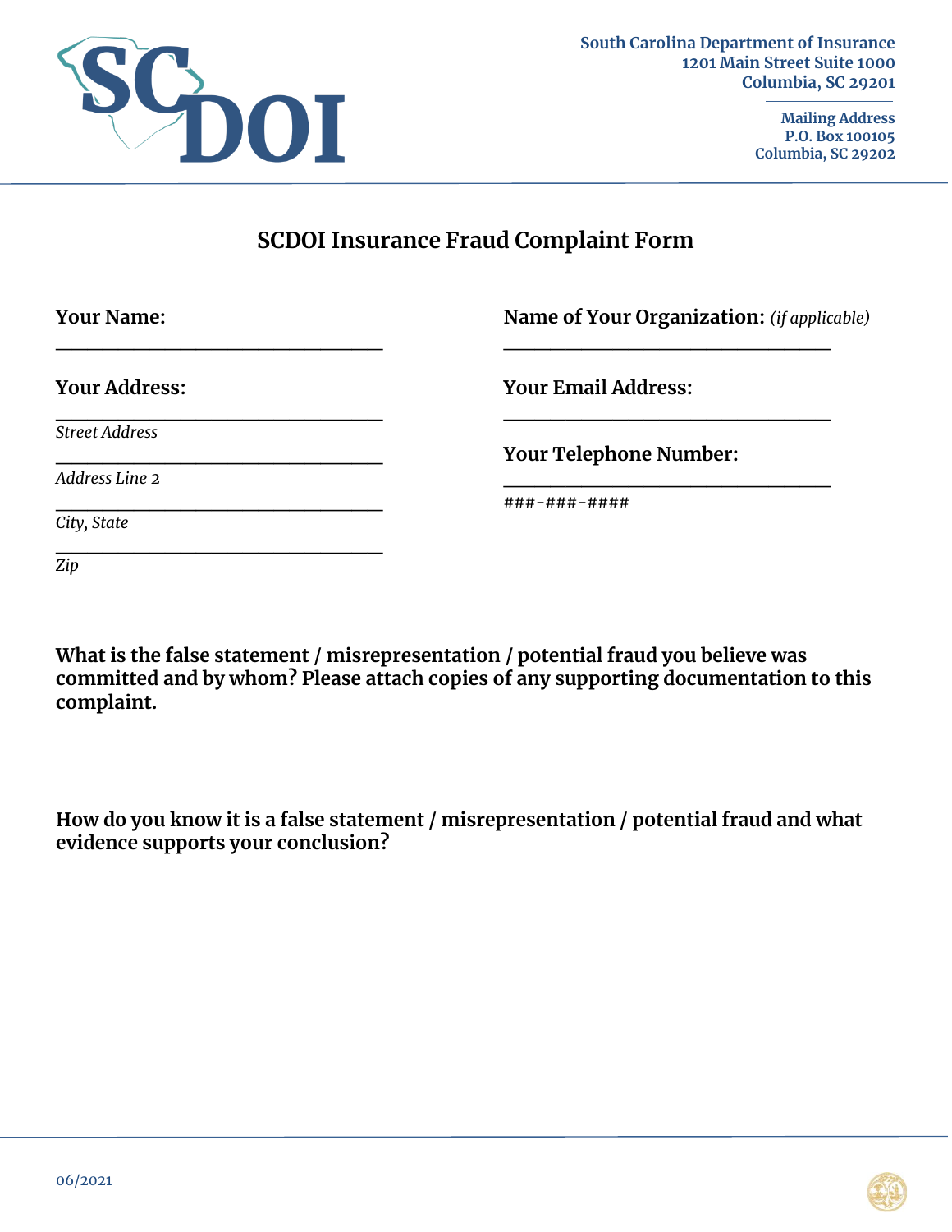South Carolina Department of Insurance
1201 Main Street Suite 1000
Columbia, SC 29201

Mailing Address
P.O. Box 100105
Columbia, SC 29202

# SCDOI Insurance Fraud Complaint Form

**Your Name:**

______________________________

**Name of Your Organization:** *(if applicable)*

______________________________

**Your Address:**

______________________________
*Street Address*

______________________________
*Address Line 2*

______________________________
*City, State*

______________________________
*Zip*

**Your Email Address:**

______________________________

**Your Telephone Number:**

______________________________
###-###-####

**What is the false statement / misrepresentation / potential fraud you believe was committed and by whom? Please attach copies of any supporting documentation to this complaint.**

**How do you know it is a false statement / misrepresentation / potential fraud and what evidence supports your conclusion?**

06/2021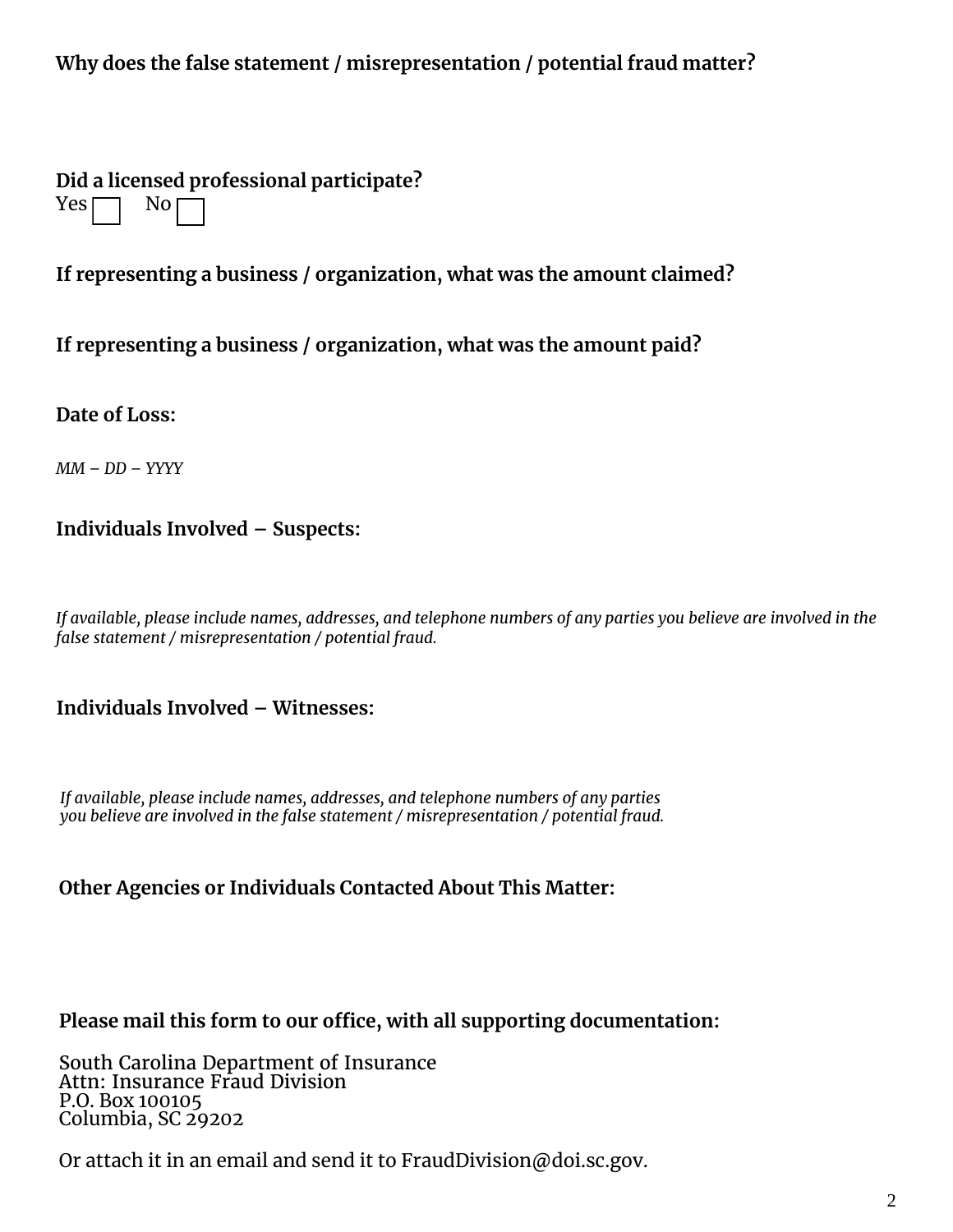**Why does the false statement / misrepresentation / potential fraud matter?**

**Did a licensed professional participate?**

Yes ☐ No ☐

**If representing a business / organization, what was the amount claimed?**

**If representing a business / organization, what was the amount paid?**

**Date of Loss:**

*MM – DD – YYYY*

**Individuals Involved – Suspects:**

*If available, please include names, addresses, and telephone numbers of any parties you believe are involved in the false statement / misrepresentation / potential fraud.*

**Individuals Involved – Witnesses:**

*If available, please include names, addresses, and telephone numbers of any parties you believe are involved in the false statement / misrepresentation / potential fraud.*

**Other Agencies or Individuals Contacted About This Matter:**

**Please mail this form to our office, with all supporting documentation:**

South Carolina Department of Insurance
Attn: Insurance Fraud Division
P.O. Box 100105
Columbia, SC 29202

Or attach it in an email and send it to FraudDivision@doi.sc.gov.